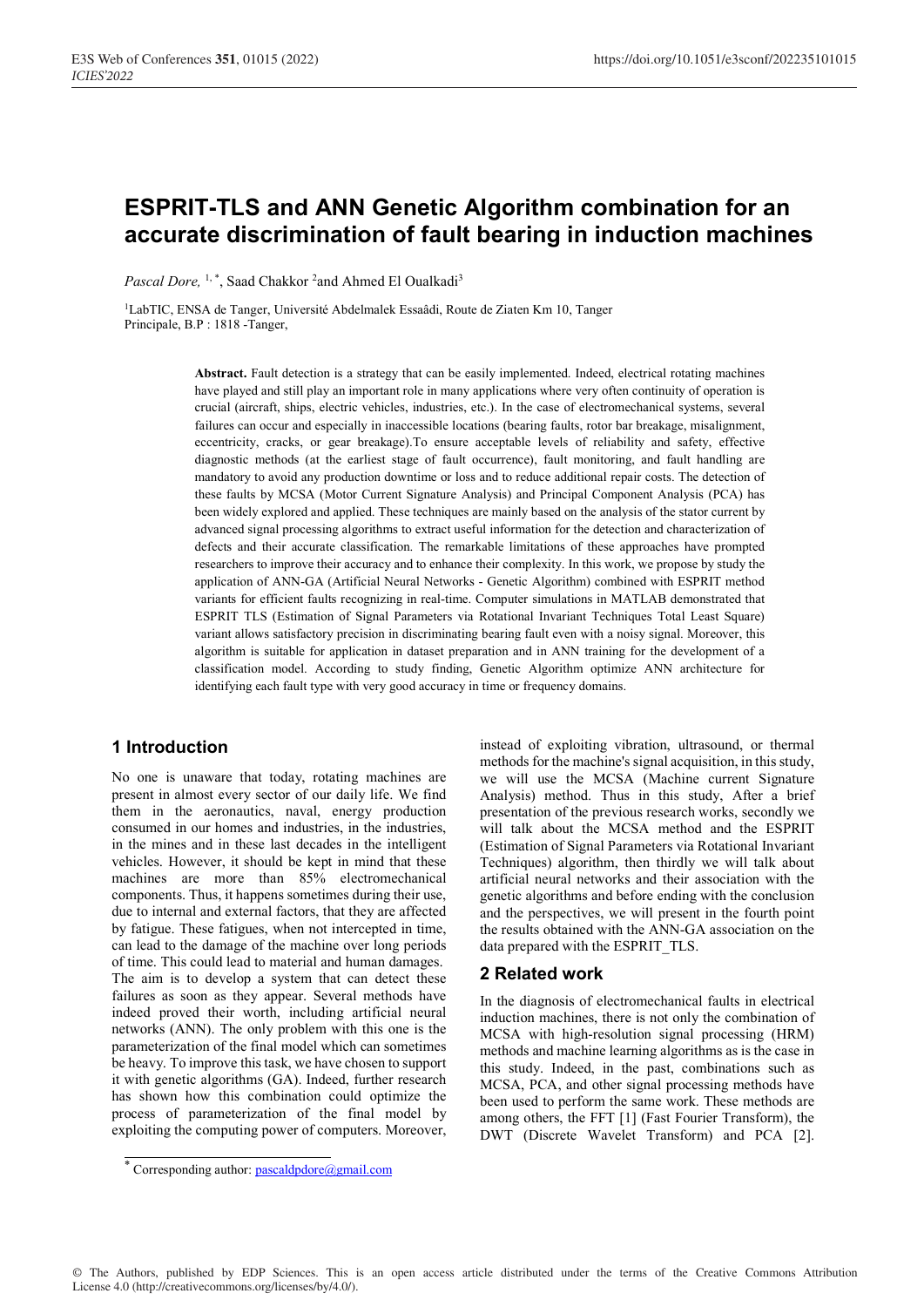# ESPRIT-TLS and ANN Genetic Algorithm combination for an accurate discrimination of fault bearing in induction machines

*Pascal Dore,* [1,*], Saad Chakkor [2] and Ahmed El Oualkadi[3]

[1]LabTIC, ENSA de Tanger, Université Abdelmalek Essaâdi, Route de Ziaten Km 10, Tanger Principale, B.P : 1818 -Tanger,

**Abstract.** Fault detection is a strategy that can be easily implemented. Indeed, electrical rotating machines have played and still play an important role in many applications where very often continuity of operation is crucial (aircraft, ships, electric vehicles, industries, etc.). In the case of electromechanical systems, several failures can occur and especially in inaccessible locations (bearing faults, rotor bar breakage, misalignment, eccentricity, cracks, or gear breakage).To ensure acceptable levels of reliability and safety, effective diagnostic methods (at the earliest stage of fault occurrence), fault monitoring, and fault handling are mandatory to avoid any production downtime or loss and to reduce additional repair costs. The detection of these faults by MCSA (Motor Current Signature Analysis) and Principal Component Analysis (PCA) has been widely explored and applied. These techniques are mainly based on the analysis of the stator current by advanced signal processing algorithms to extract useful information for the detection and characterization of defects and their accurate classification. The remarkable limitations of these approaches have prompted researchers to improve their accuracy and to enhance their complexity. In this work, we propose by study the application of ANN-GA (Artificial Neural Networks - Genetic Algorithm) combined with ESPRIT method variants for efficient faults recognizing in real-time. Computer simulations in MATLAB demonstrated that ESPRIT TLS (Estimation of Signal Parameters via Rotational Invariant Techniques Total Least Square) variant allows satisfactory precision in discriminating bearing fault even with a noisy signal. Moreover, this algorithm is suitable for application in dataset preparation and in ANN training for the development of a classification model. According to study finding, Genetic Algorithm optimize ANN architecture for identifying each fault type with very good accuracy in time or frequency domains.

## 1 Introduction

No one is unaware that today, rotating machines are present in almost every sector of our daily life. We find them in the aeronautics, naval, energy production consumed in our homes and industries, in the industries, in the mines and in these last decades in the intelligent vehicles. However, it should be kept in mind that these machines are more than 85% electromechanical components. Thus, it happens sometimes during their use, due to internal and external factors, that they are affected by fatigue. These fatigues, when not intercepted in time, can lead to the damage of the machine over long periods of time. This could lead to material and human damages. The aim is to develop a system that can detect these failures as soon as they appear. Several methods have indeed proved their worth, including artificial neural networks (ANN). The only problem with this one is the parameterization of the final model which can sometimes be heavy. To improve this task, we have chosen to support it with genetic algorithms (GA). Indeed, further research has shown how this combination could optimize the process of parameterization of the final model by exploiting the computing power of computers. Moreover, instead of exploiting vibration, ultrasound, or thermal methods for the machine's signal acquisition, in this study, we will use the MCSA (Machine current Signature Analysis) method. Thus in this study, After a brief presentation of the previous research works, secondly we will talk about the MCSA method and the ESPRIT (Estimation of Signal Parameters via Rotational Invariant Techniques) algorithm, then thirdly we will talk about artificial neural networks and their association with the genetic algorithms and before ending with the conclusion and the perspectives, we will present in the fourth point the results obtained with the ANN-GA association on the data prepared with the ESPRIT_TLS.

## 2 Related work

In the diagnosis of electromechanical faults in electrical induction machines, there is not only the combination of MCSA with high-resolution signal processing (HRM) methods and machine learning algorithms as is the case in this study. Indeed, in the past, combinations such as MCSA, PCA, and other signal processing methods have been used to perform the same work. These methods are among others, the FFT [1] (Fast Fourier Transform), the DWT (Discrete Wavelet Transform) and PCA [2].

* Corresponding author: pascaldpdore@gmail.com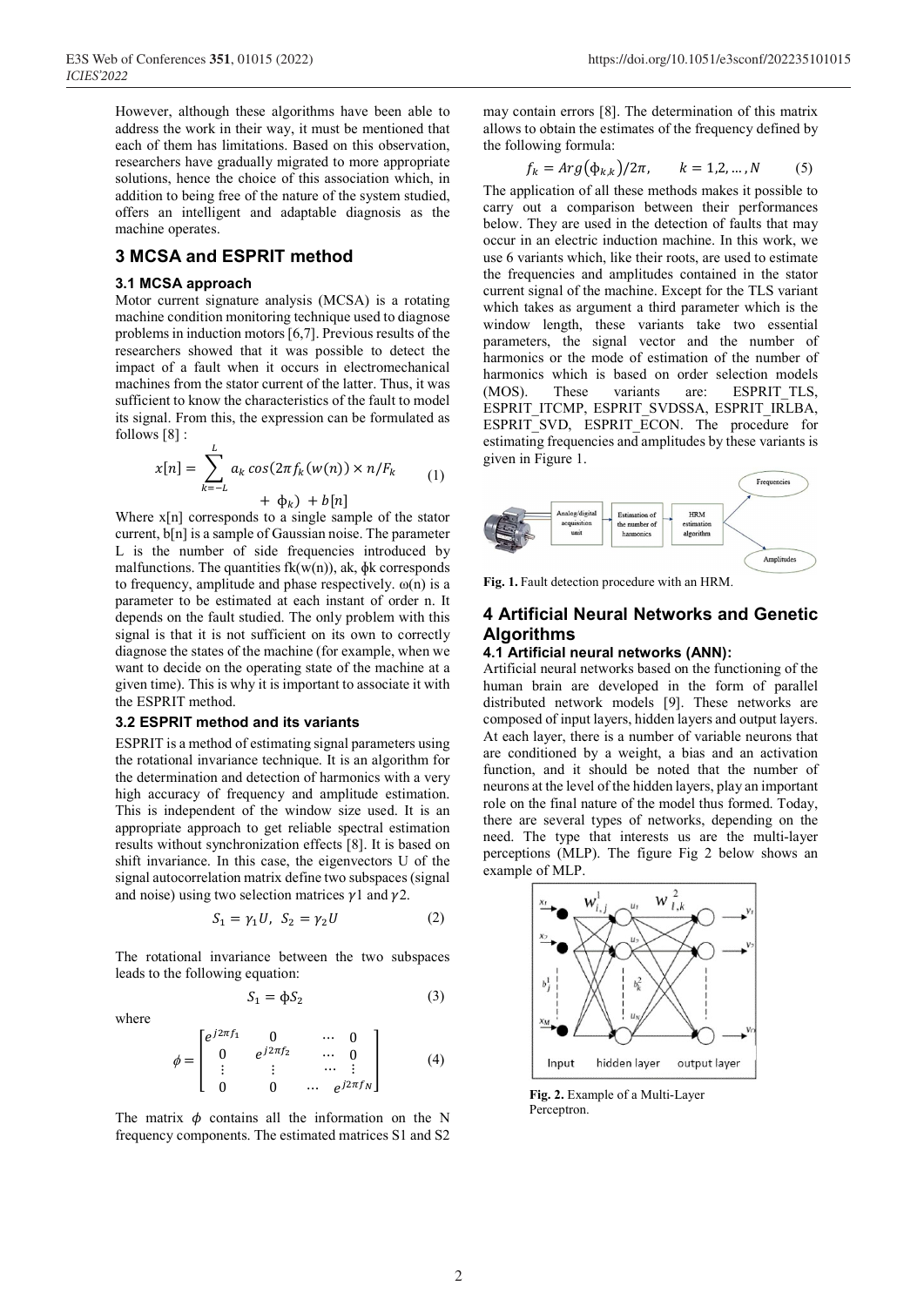However, although these algorithms have been able to address the work in their way, it must be mentioned that each of them has limitations. Based on this observation, researchers have gradually migrated to more appropriate solutions, hence the choice of this association which, in addition to being free of the nature of the system studied, offers an intelligent and adaptable diagnosis as the machine operates.

## 3 MCSA and ESPRIT method

### 3.1 MCSA approach

Motor current signature analysis (MCSA) is a rotating machine condition monitoring technique used to diagnose problems in induction motors [6,7]. Previous results of the researchers showed that it was possible to detect the impact of a fault when it occurs in electromechanical machines from the stator current of the latter. Thus, it was sufficient to know the characteristics of the fault to model its signal. From this, the expression can be formulated as follows [8] :

$$x[n] = \sum_{k=-L}^{L} a_k \cos(2\pi f_k(w(n)) \times n/F_k + \phi_k) + b[n] \quad (1)$$

Where x[n] corresponds to a single sample of the stator current, b[n] is a sample of Gaussian noise. The parameter L is the number of side frequencies introduced by malfunctions. The quantities $f_k(w(n))$, $a_k$, $\phi_k$ corresponds to frequency, amplitude and phase respectively. $\omega(n)$ is a parameter to be estimated at each instant of order n. It depends on the fault studied. The only problem with this signal is that it is not sufficient on its own to correctly diagnose the states of the machine (for example, when we want to decide on the operating state of the machine at a given time). This is why it is important to associate it with the ESPRIT method.

### 3.2 ESPRIT method and its variants

ESPRIT is a method of estimating signal parameters using the rotational invariance technique. It is an algorithm for the determination and detection of harmonics with a very high accuracy of frequency and amplitude estimation. This is independent of the window size used. It is an appropriate approach to get reliable spectral estimation results without synchronization effects [8]. It is based on shift invariance. In this case, the eigenvectors U of the signal autocorrelation matrix define two subspaces (signal and noise) using two selection matrices $\gamma 1$ and $\gamma 2$.

$$S_1 = \gamma_1 U, \; S_2 = \gamma_2 U \quad (2)$$

The rotational invariance between the two subspaces leads to the following equation:

$$S_1 = \phi S_2 \quad (3)$$

where

$$\phi = \begin{bmatrix} e^{j2\pi f_1} & 0 & \cdots & 0 \\ 0 & e^{j2\pi f_2} & \cdots & 0 \\ \vdots & \vdots & \cdots & \vdots \\ 0 & 0 & \cdots & e^{j2\pi f_N} \end{bmatrix} \quad (4)$$

The matrix $\phi$ contains all the information on the N frequency components. The estimated matrices S1 and S2 may contain errors [8]. The determination of this matrix allows to obtain the estimates of the frequency defined by the following formula:

$$f_k = Arg(\phi_{k,k})/2\pi, \qquad k = 1,2,\dots,N \quad (5)$$

The application of all these methods makes it possible to carry out a comparison between their performances below. They are used in the detection of faults that may occur in an electric induction machine. In this work, we use 6 variants which, like their roots, are used to estimate the frequencies and amplitudes contained in the stator current signal of the machine. Except for the TLS variant which takes as argument a third parameter which is the window length, these variants take two essential parameters, the signal vector and the number of harmonics or the mode of estimation of the number of harmonics which is based on order selection models (MOS). These variants are: ESPRIT_TLS, ESPRIT_ITCMP, ESPRIT_SVDSSA, ESPRIT_IRLBA, ESPRIT_SVD, ESPRIT_ECON. The procedure for estimating frequencies and amplitudes by these variants is given in Figure 1.

Fig. 1. Fault detection procedure with an HRM.

## 4 Artificial Neural Networks and Genetic Algorithms

### 4.1 Artificial neural networks (ANN):

Artificial neural networks based on the functioning of the human brain are developed in the form of parallel distributed network models [9]. These networks are composed of input layers, hidden layers and output layers. At each layer, there is a number of variable neurons that are conditioned by a weight, a bias and an activation function, and it should be noted that the number of neurons at the level of the hidden layers, play an important role on the final nature of the model thus formed. Today, there are several types of networks, depending on the need. The type that interests us are the multi-layer perceptions (MLP). The figure Fig 2 below shows an example of MLP.

Fig. 2. Example of a Multi-Layer Perceptron.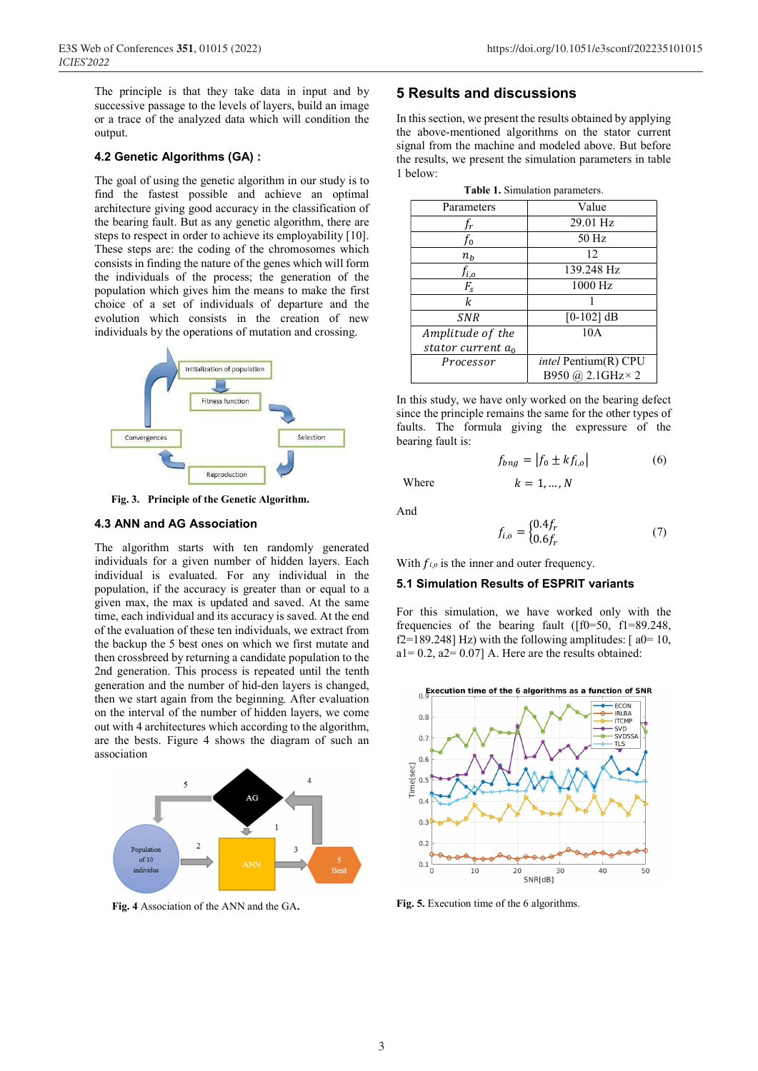The principle is that they take data in input and by successive passage to the levels of layers, build an image or a trace of the analyzed data which will condition the output.

### 4.2 Genetic Algorithms (GA) :

The goal of using the genetic algorithm in our study is to find the fastest possible and achieve an optimal architecture giving good accuracy in the classification of the bearing fault. But as any genetic algorithm, there are steps to respect in order to achieve its employability [10]. These steps are: the coding of the chromosomes which consists in finding the nature of the genes which will form the individuals of the process; the generation of the population which gives him the means to make the first choice of a set of individuals of departure and the evolution which consists in the creation of new individuals by the operations of mutation and crossing.

**Fig. 3. Principle of the Genetic Algorithm.**

### 4.3 ANN and AG Association

The algorithm starts with ten randomly generated individuals for a given number of hidden layers. Each individual is evaluated. For any individual in the population, if the accuracy is greater than or equal to a given max, the max is updated and saved. At the same time, each individual and its accuracy is saved. At the end of the evaluation of these ten individuals, we extract from the backup the 5 best ones on which we first mutate and then crossbreed by returning a candidate population to the 2nd generation. This process is repeated until the tenth generation and the number of hid-den layers is changed, then we start again from the beginning. After evaluation on the interval of the number of hidden layers, we come out with 4 architectures which according to the algorithm, are the bests. Figure 4 shows the diagram of such an association

**Fig. 4** Association of the ANN and the GA**.**

## 5 Results and discussions

In this section, we present the results obtained by applying the above-mentioned algorithms on the stator current signal from the machine and modeled above. But before the results, we present the simulation parameters in table 1 below:

**Table 1.** Simulation parameters.

| Parameters | Value |
|---|---|
| $f_r$ | 29.01 Hz |
| $f_0$ | 50 Hz |
| $n_b$ | 12 |
| $f_{i,o}$ | 139.248 Hz |
| $F_s$ | 1000 Hz |
| $k$ | 1 |
| $SNR$ | [0-102] dB |
| $Amplitude\ of\ the\ stator\ current\ a_0$ | 10A |
| $Processor$ | *intel* Pentium(R) CPU B950 @ 2.1GHz× 2 |

In this study, we have only worked on the bearing defect since the principle remains the same for the other types of faults. The formula giving the expressure of the bearing fault is:

$$f_{bng} = |f_0 \pm k f_{i,o}| \tag{6}$$

Where $\quad k = 1, \ldots, N$

And

$$f_{i,o} = \begin{cases} 0.4 f_r \\ 0.6 f_r \end{cases} \tag{7}$$

With $f_{i,o}$ is the inner and outer frequency.

### 5.1 Simulation Results of ESPRIT variants

For this simulation, we have worked only with the frequencies of the bearing fault ([f0=50, f1=89.248, f2=189.248] Hz) with the following amplitudes: [ a0= 10, a1= 0.2, a2= 0.07] A. Here are the results obtained:

**Fig. 5.** Execution time of the 6 algorithms.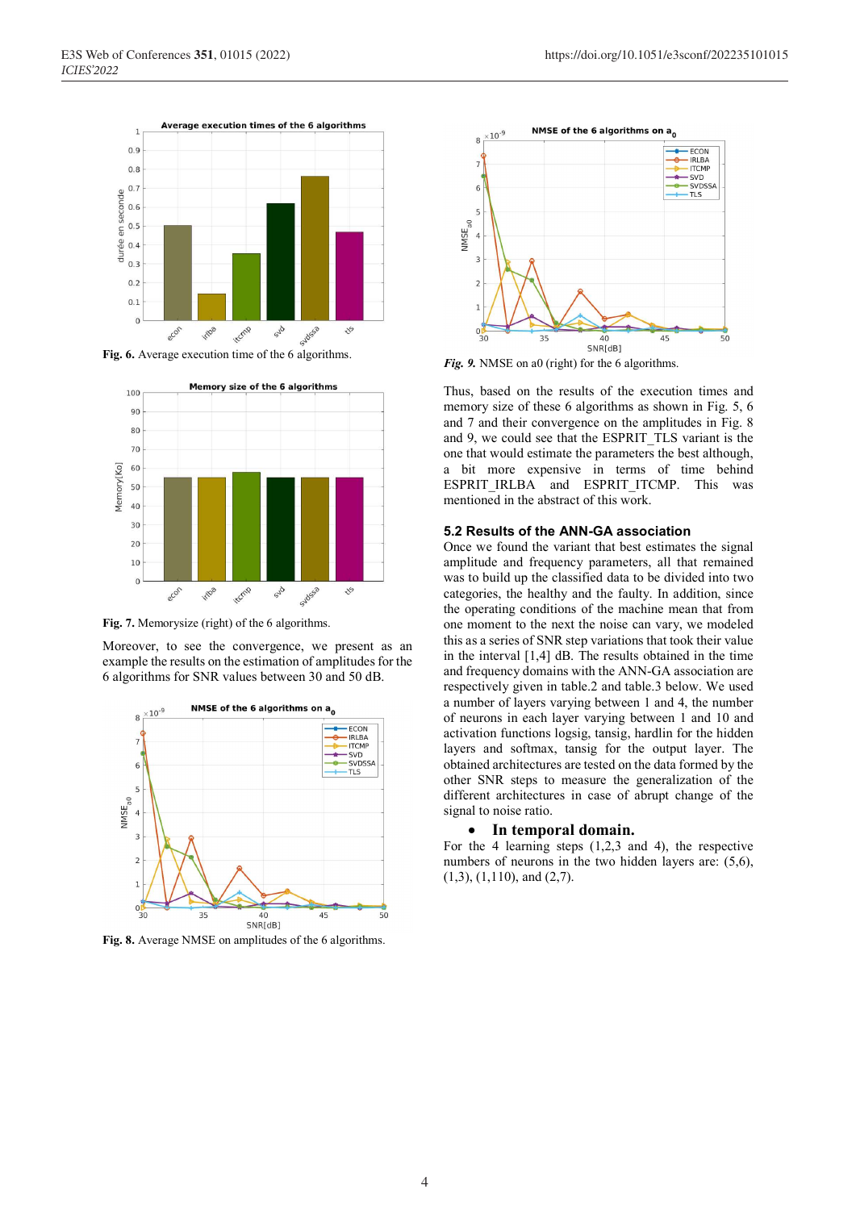Fig. 6. Average execution time of the 6 algorithms.

Fig. 7. Memorysize (right) of the 6 algorithms.

Moreover, to see the convergence, we present as an example the results on the estimation of amplitudes for the 6 algorithms for SNR values between 30 and 50 dB.

Fig. 8. Average NMSE on amplitudes of the 6 algorithms.

*Fig. 9.* NMSE on a0 (right) for the 6 algorithms.

Thus, based on the results of the execution times and memory size of these 6 algorithms as shown in Fig. 5, 6 and 7 and their convergence on the amplitudes in Fig. 8 and 9, we could see that the ESPRIT_TLS variant is the one that would estimate the parameters the best although, a bit more expensive in terms of time behind ESPRIT_IRLBA and ESPRIT_ITCMP. This was mentioned in the abstract of this work.

### 5.2 Results of the ANN-GA association

Once we found the variant that best estimates the signal amplitude and frequency parameters, all that remained was to build up the classified data to be divided into two categories, the healthy and the faulty. In addition, since the operating conditions of the machine mean that from one moment to the next the noise can vary, we modeled this as a series of SNR step variations that took their value in the interval [1,4] dB. The results obtained in the time and frequency domains with the ANN-GA association are respectively given in table.2 and table.3 below. We used a number of layers varying between 1 and 4, the number of neurons in each layer varying between 1 and 10 and activation functions logsig, tansig, hardlin for the hidden layers and softmax, tansig for the output layer. The obtained architectures are tested on the data formed by the other SNR steps to measure the generalization of the different architectures in case of abrupt change of the signal to noise ratio.

- **In temporal domain.**

For the 4 learning steps (1,2,3 and 4), the respective numbers of neurons in the two hidden layers are: (5,6), (1,3), (1,110), and (2,7).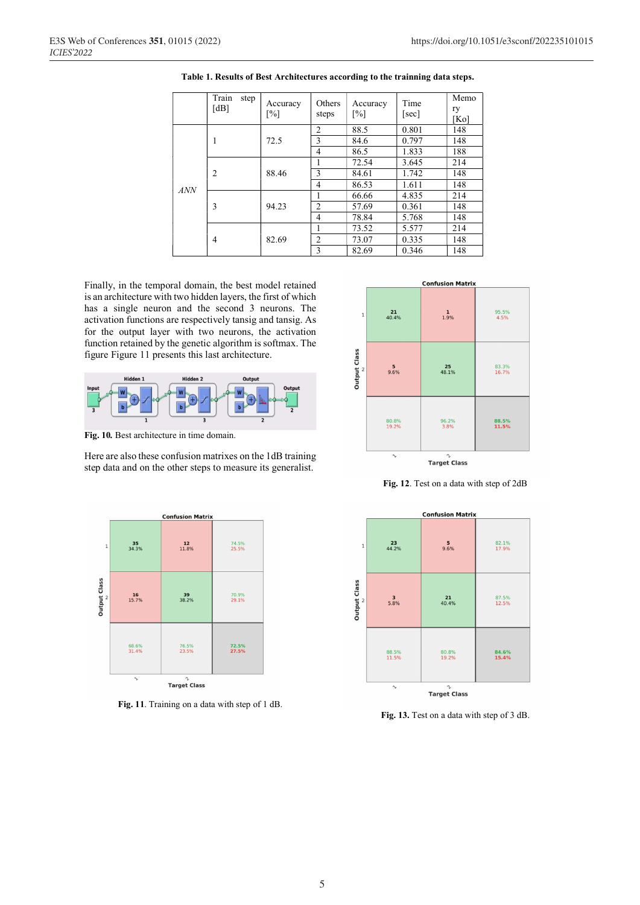**Table 1. Results of Best Architectures according to the trainning data steps.**

| | Train step [dB] | Accuracy [%] | Others steps | Accuracy [%] | Time [sec] | Memory [Ko] |
|---|---|---|---|---|---|---|
| *ANN* | 1 | 72.5 | 2 | 88.5 | 0.801 | 148 |
| | | | 3 | 84.6 | 0.797 | 148 |
| | | | 4 | 86.5 | 1.833 | 188 |
| | 2 | 88.46 | 1 | 72.54 | 3.645 | 214 |
| | | | 3 | 84.61 | 1.742 | 148 |
| | | | 4 | 86.53 | 1.611 | 148 |
| | 3 | 94.23 | 1 | 66.66 | 4.835 | 214 |
| | | | 2 | 57.69 | 0.361 | 148 |
| | | | 4 | 78.84 | 5.768 | 148 |
| | 4 | 82.69 | 1 | 73.52 | 5.577 | 214 |
| | | | 2 | 73.07 | 0.335 | 148 |
| | | | 3 | 82.69 | 0.346 | 148 |

Finally, in the temporal domain, the best model retained is an architecture with two hidden layers, the first of which has a single neuron and the second 3 neurons. The activation functions are respectively tansig and tansig. As for the output layer with two neurons, the activation function retained by the genetic algorithm is softmax. The figure Figure 11 presents this last architecture.

**Fig. 10.** Best architecture in time domain.

Here are also these confusion matrixes on the 1dB training step data and on the other steps to measure its generalist.

**Fig. 11**. Training on a data with step of 1 dB.

**Fig. 12**. Test on a data with step of 2dB

**Fig. 13.** Test on a data with step of 3 dB.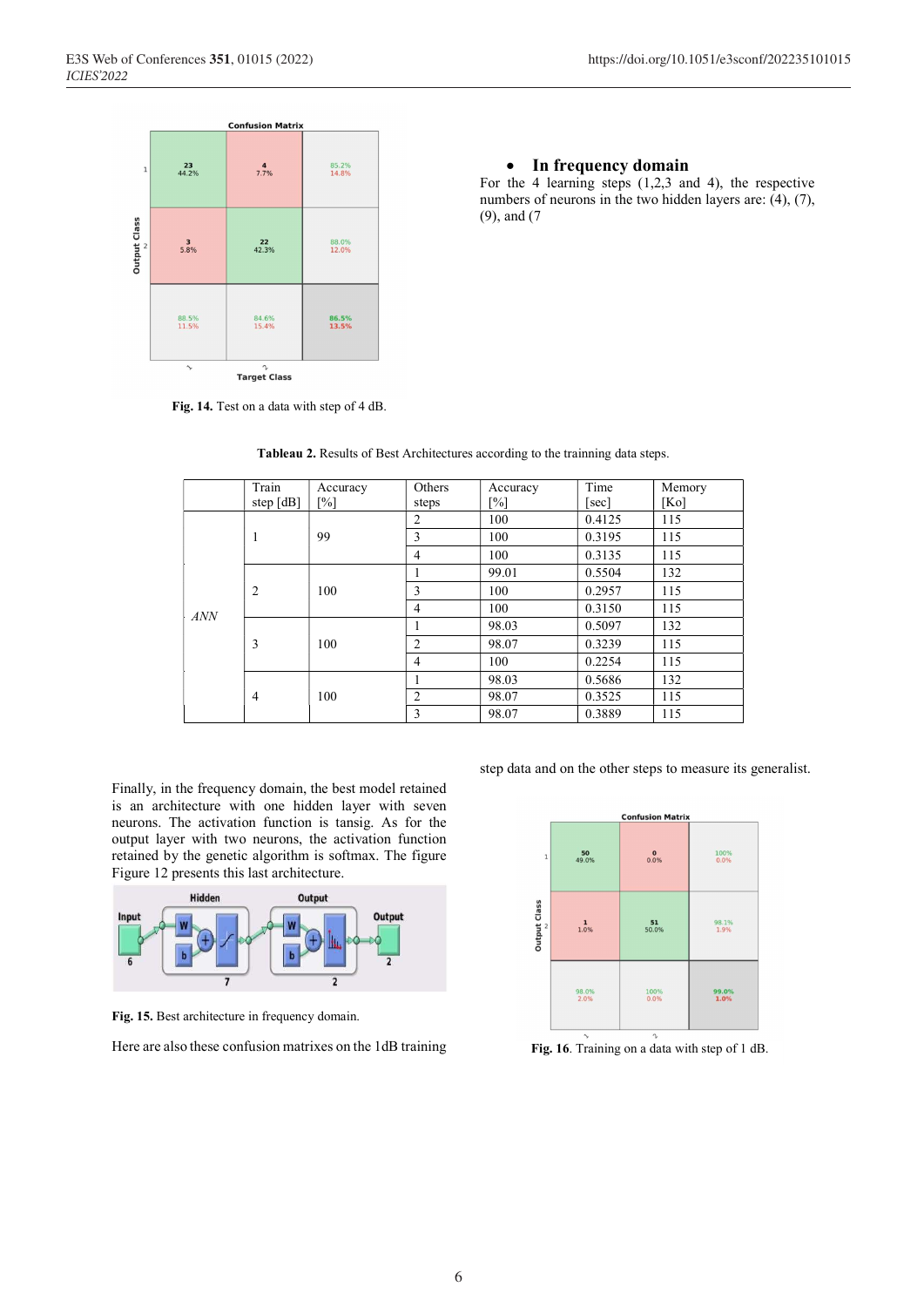Fig. 14. Test on a data with step of 4 dB.

- **In frequency domain**

For the 4 learning steps (1,2,3 and 4), the respective numbers of neurons in the two hidden layers are: (4), (7), (9), and (7

**Tableau 2.** Results of Best Architectures according to the trainning data steps.

| | Train step [dB] | Accuracy [%] | Others steps | Accuracy [%] | Time [sec] | Memory [Ko] |
|---|---|---|---|---|---|---|
| *ANN* | 1 | 99 | 2 | 100 | 0.4125 | 115 |
| | | | 3 | 100 | 0.3195 | 115 |
| | | | 4 | 100 | 0.3135 | 115 |
| | 2 | 100 | 1 | 99.01 | 0.5504 | 132 |
| | | | 3 | 100 | 0.2957 | 115 |
| | | | 4 | 100 | 0.3150 | 115 |
| | 3 | 100 | 1 | 98.03 | 0.5097 | 132 |
| | | | 2 | 98.07 | 0.3239 | 115 |
| | | | 4 | 100 | 0.2254 | 115 |
| | 4 | 100 | 1 | 98.03 | 0.5686 | 132 |
| | | | 2 | 98.07 | 0.3525 | 115 |
| | | | 3 | 98.07 | 0.3889 | 115 |

Finally, in the frequency domain, the best model retained is an architecture with one hidden layer with seven neurons. The activation function is tansig. As for the output layer with two neurons, the activation function retained by the genetic algorithm is softmax. The figure Figure 12 presents this last architecture.

Fig. 15. Best architecture in frequency domain.

Here are also these confusion matrixes on the 1dB training step data and on the other steps to measure its generalist.

**Fig. 16**. Training on a data with step of 1 dB.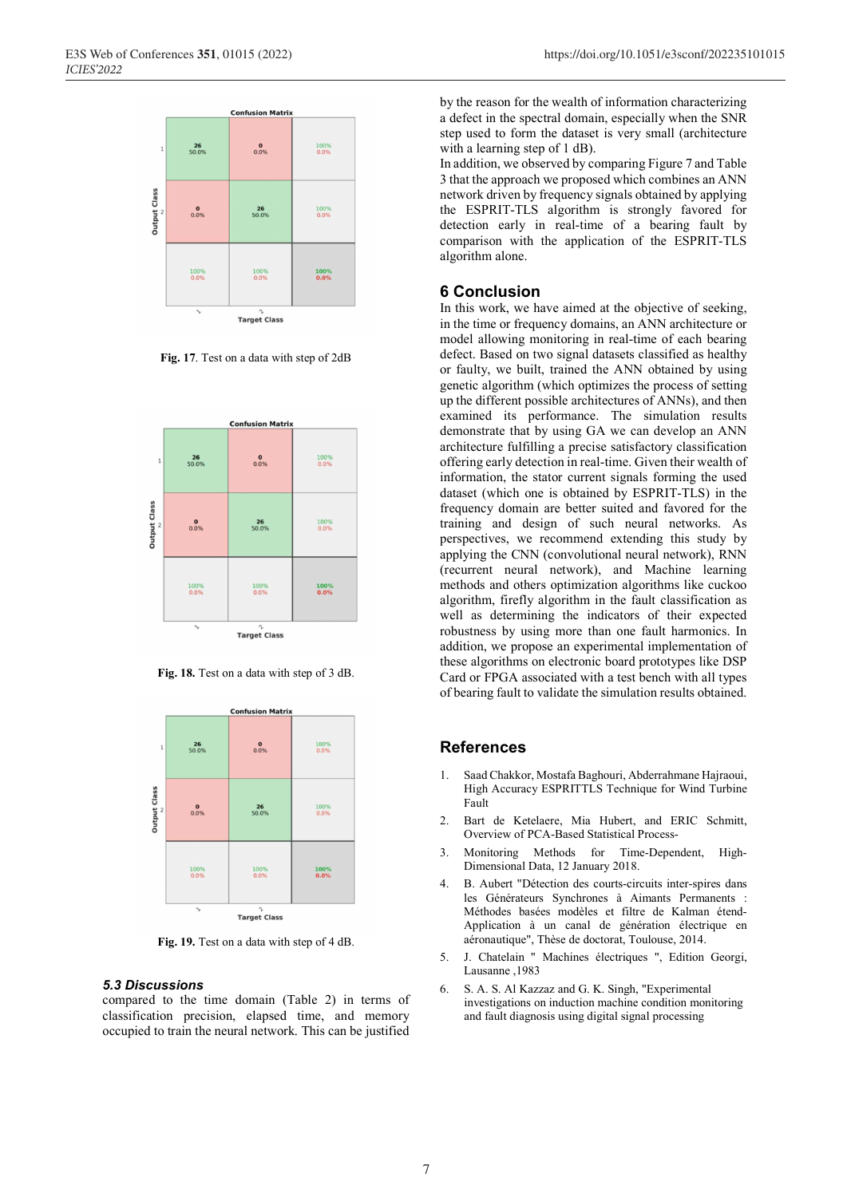Fig. 17. Test on a data with step of 2dB

Fig. 18. Test on a data with step of 3 dB.

Fig. 19. Test on a data with step of 4 dB.

### *5.3 Discussions*

compared to the time domain (Table 2) in terms of classification precision, elapsed time, and memory occupied to train the neural network. This can be justified by the reason for the wealth of information characterizing a defect in the spectral domain, especially when the SNR step used to form the dataset is very small (architecture with a learning step of 1 dB).

In addition, we observed by comparing Figure 7 and Table 3 that the approach we proposed which combines an ANN network driven by frequency signals obtained by applying the ESPRIT-TLS algorithm is strongly favored for detection early in real-time of a bearing fault by comparison with the application of the ESPRIT-TLS algorithm alone.

## 6 Conclusion

In this work, we have aimed at the objective of seeking, in the time or frequency domains, an ANN architecture or model allowing monitoring in real-time of each bearing defect. Based on two signal datasets classified as healthy or faulty, we built, trained the ANN obtained by using genetic algorithm (which optimizes the process of setting up the different possible architectures of ANNs), and then examined its performance. The simulation results demonstrate that by using GA we can develop an ANN architecture fulfilling a precise satisfactory classification offering early detection in real-time. Given their wealth of information, the stator current signals forming the used dataset (which one is obtained by ESPRIT-TLS) in the frequency domain are better suited and favored for the training and design of such neural networks. As perspectives, we recommend extending this study by applying the CNN (convolutional neural network), RNN (recurrent neural network), and Machine learning methods and others optimization algorithms like cuckoo algorithm, firefly algorithm in the fault classification as well as determining the indicators of their expected robustness by using more than one fault harmonics. In addition, we propose an experimental implementation of these algorithms on electronic board prototypes like DSP Card or FPGA associated with a test bench with all types of bearing fault to validate the simulation results obtained.

## References

1. Saad Chakkor, Mostafa Baghouri, Abderrahmane Hajraoui, High Accuracy ESPRITTLS Technique for Wind Turbine Fault
2. Bart de Ketelaere, Mia Hubert, and ERIC Schmitt, Overview of PCA-Based Statistical Process-
3. Monitoring Methods for Time-Dependent, High-Dimensional Data, 12 January 2018.
4. B. Aubert "Détection des courts-circuits inter-spires dans les Générateurs Synchrones à Aimants Permanents : Méthodes basées modèles et filtre de Kalman étend-Application à un canal de génération électrique en aéronautique", Thèse de doctorat, Toulouse, 2014.
5. J. Chatelain " Machines électriques ", Edition Georgi, Lausanne ,1983
6. S. A. S. Al Kazzaz and G. K. Singh, "Experimental investigations on induction machine condition monitoring and fault diagnosis using digital signal processing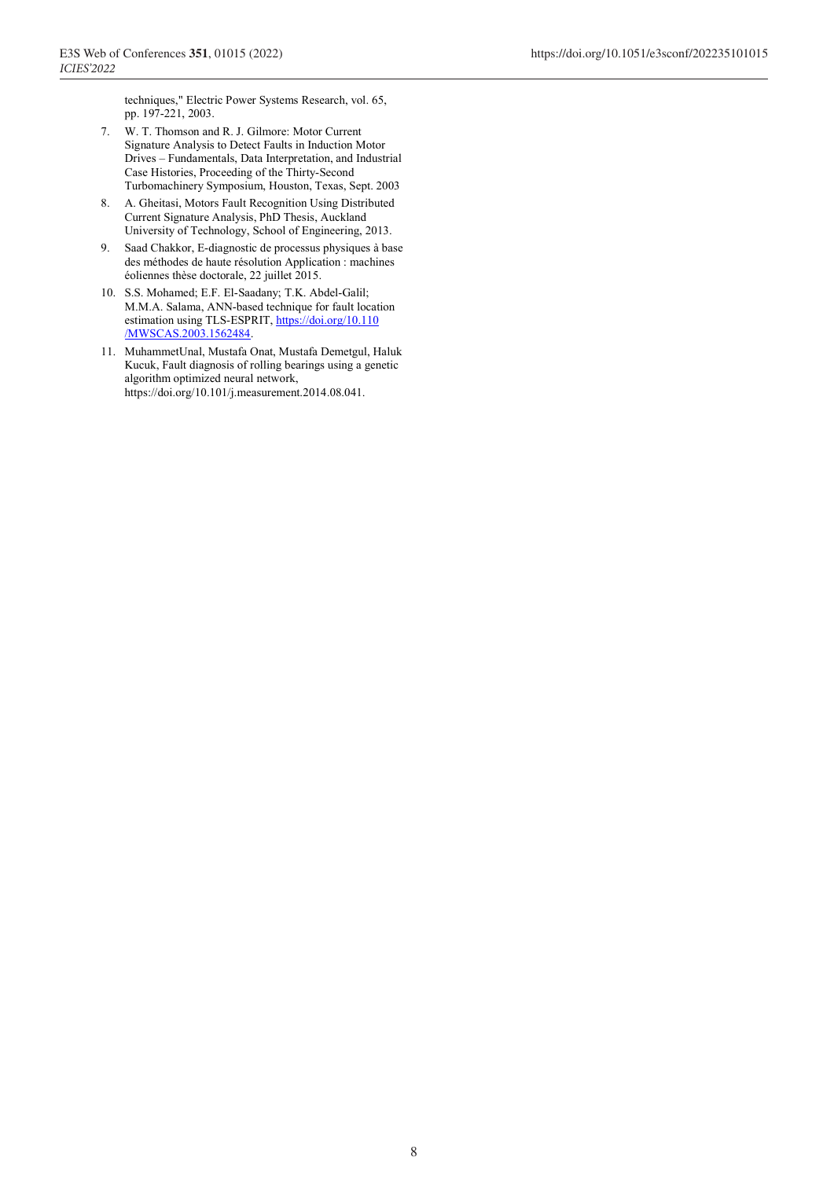techniques," Electric Power Systems Research, vol. 65, pp. 197-221, 2003.

7. W. T. Thomson and R. J. Gilmore: Motor Current Signature Analysis to Detect Faults in Induction Motor Drives – Fundamentals, Data Interpretation, and Industrial Case Histories, Proceeding of the Thirty-Second Turbomachinery Symposium, Houston, Texas, Sept. 2003
8. A. Gheitasi, Motors Fault Recognition Using Distributed Current Signature Analysis, PhD Thesis, Auckland University of Technology, School of Engineering, 2013.
9. Saad Chakkor, E-diagnostic de processus physiques à base des méthodes de haute résolution Application : machines éoliennes thèse doctorale, 22 juillet 2015.
10. S.S. Mohamed; E.F. El-Saadany; T.K. Abdel-Galil; M.M.A. Salama, ANN-based technique for fault location estimation using TLS-ESPRIT, https://doi.org/10.110/MWSCAS.2003.1562484.
11. MuhammetUnal, Mustafa Onat, Mustafa Demetgul, Haluk Kucuk, Fault diagnosis of rolling bearings using a genetic algorithm optimized neural network, https://doi.org/10.101/j.measurement.2014.08.041.